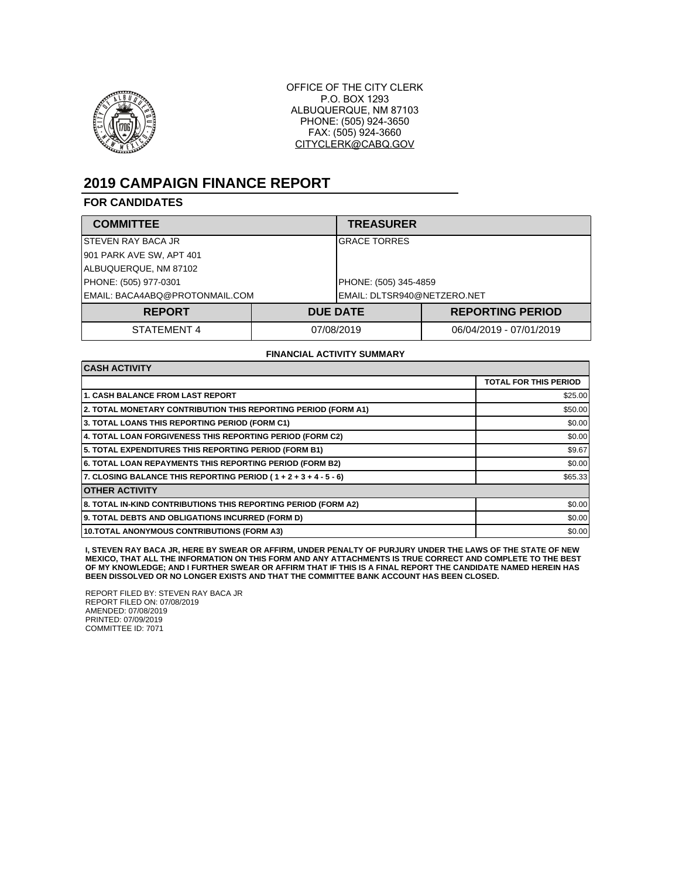OFFICE OF THE CITY CLERK
P.O. BOX 1293
ALBUQUERQUE, NM 87103
PHONE: (505) 924-3650
FAX: (505) 924-3660
CITYCLERK@CABQ.GOV

# 2019 CAMPAIGN FINANCE REPORT

## FOR CANDIDATES

| COMMITTEE | TREASURER |
|---|---|
| STEVEN RAY BACA JR | GRACE TORRES |
| 901 PARK AVE SW, APT 401 | |
| ALBUQUERQUE, NM 87102 | |
| PHONE: (505) 977-0301 | PHONE: (505) 345-4859 |
| EMAIL: BACA4ABQ@PROTONMAIL.COM | EMAIL: DLTSR940@NETZERO.NET |

| REPORT | DUE DATE | REPORTING PERIOD |
|---|---|---|
| STATEMENT 4 | 07/08/2019 | 06/04/2019 - 07/01/2019 |

**FINANCIAL ACTIVITY SUMMARY**

| CASH ACTIVITY | |
|---|---|
| | TOTAL FOR THIS PERIOD |
| 1. CASH BALANCE FROM LAST REPORT | $25.00 |
| 2. TOTAL MONETARY CONTRIBUTION THIS REPORTING PERIOD (FORM A1) | $50.00 |
| 3. TOTAL LOANS THIS REPORTING PERIOD (FORM C1) | $0.00 |
| 4. TOTAL LOAN FORGIVENESS THIS REPORTING PERIOD (FORM C2) | $0.00 |
| 5. TOTAL EXPENDITURES THIS REPORTING PERIOD (FORM B1) | $9.67 |
| 6. TOTAL LOAN REPAYMENTS THIS REPORTING PERIOD (FORM B2) | $0.00 |
| 7. CLOSING BALANCE THIS REPORTING PERIOD ( 1 + 2 + 3 + 4 - 5 - 6) | $65.33 |
| **OTHER ACTIVITY** | |
| 8. TOTAL IN-KIND CONTRIBUTIONS THIS REPORTING PERIOD (FORM A2) | $0.00 |
| 9. TOTAL DEBTS AND OBLIGATIONS INCURRED (FORM D) | $0.00 |
| 10.TOTAL ANONYMOUS CONTRIBUTIONS (FORM A3) | $0.00 |

**I, STEVEN RAY BACA JR, HERE BY SWEAR OR AFFIRM, UNDER PENALTY OF PURJURY UNDER THE LAWS OF THE STATE OF NEW MEXICO, THAT ALL THE INFORMATION ON THIS FORM AND ANY ATTACHMENTS IS TRUE CORRECT AND COMPLETE TO THE BEST OF MY KNOWLEDGE; AND I FURTHER SWEAR OR AFFIRM THAT IF THIS IS A FINAL REPORT THE CANDIDATE NAMED HEREIN HAS BEEN DISSOLVED OR NO LONGER EXISTS AND THAT THE COMMITTEE BANK ACCOUNT HAS BEEN CLOSED.**

REPORT FILED BY: STEVEN RAY BACA JR
REPORT FILED ON: 07/08/2019
AMENDED: 07/08/2019
PRINTED: 07/09/2019
COMMITTEE ID: 7071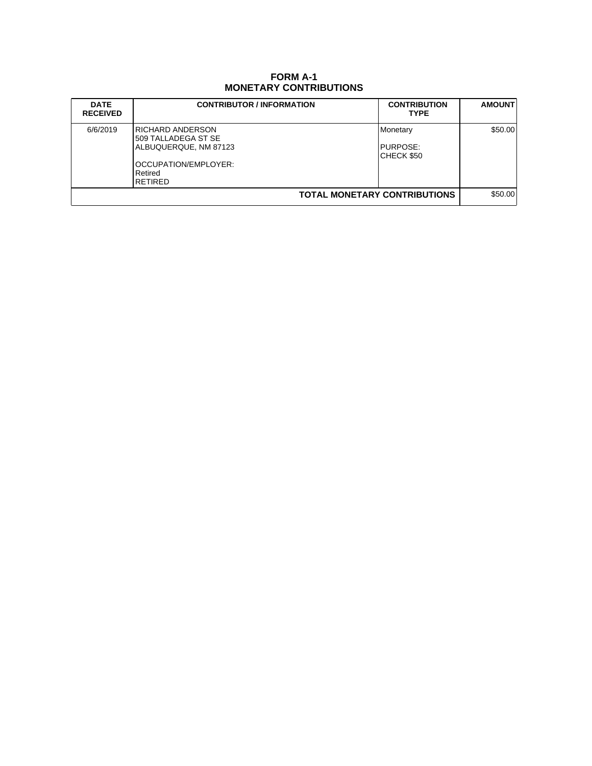# FORM A-1
# MONETARY CONTRIBUTIONS

| DATE RECEIVED | CONTRIBUTOR / INFORMATION | CONTRIBUTION TYPE | AMOUNT |
|---|---|---|---|
| 6/6/2019 | RICHARD ANDERSON<br>509 TALLADEGA ST SE<br>ALBUQUERQUE, NM 87123<br><br>OCCUPATION/EMPLOYER:<br>Retired<br>RETIRED | Monetary<br><br>PURPOSE:<br>CHECK $50 | $50.00 |
| | | **TOTAL MONETARY CONTRIBUTIONS** | $50.00 |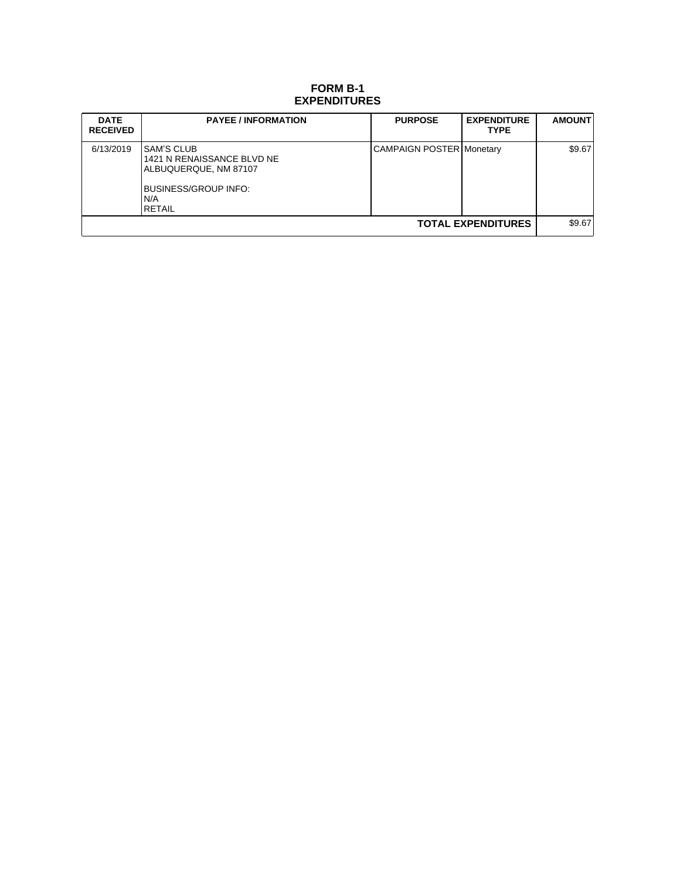# FORM B-1
# EXPENDITURES

| DATE RECEIVED | PAYEE / INFORMATION | PURPOSE | EXPENDITURE TYPE | AMOUNT |
|---|---|---|---|---|
| 6/13/2019 | SAM'S CLUB<br>1421 N RENAISSANCE BLVD NE<br>ALBUQUERQUE, NM 87107<br><br>BUSINESS/GROUP INFO:<br>N/A<br>RETAIL | CAMPAIGN POSTER | Monetary | $9.67 |
| | | | **TOTAL EXPENDITURES** | $9.67 |